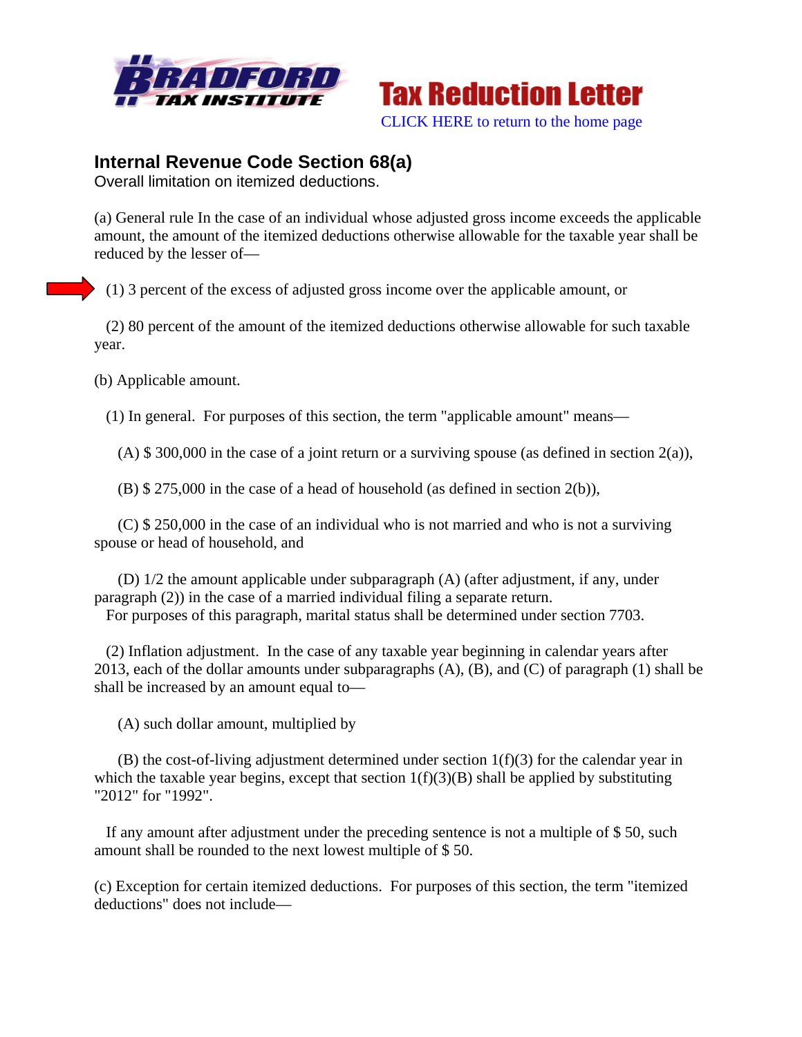Tax Reduction Letter

CLICK HERE to return to the home page

## Internal Revenue Code Section 68(a)

Overall limitation on itemized deductions.

(a) General rule In the case of an individual whose adjusted gross income exceeds the applicable amount, the amount of the itemized deductions otherwise allowable for the taxable year shall be reduced by the lesser of—

(1) 3 percent of the excess of adjusted gross income over the applicable amount, or

(2) 80 percent of the amount of the itemized deductions otherwise allowable for such taxable year.

(b) Applicable amount.

(1) In general. For purposes of this section, the term "applicable amount" means—

(A) $ 300,000 in the case of a joint return or a surviving spouse (as defined in section 2(a)),

(B) $ 275,000 in the case of a head of household (as defined in section 2(b)),

(C) $ 250,000 in the case of an individual who is not married and who is not a surviving spouse or head of household, and

(D) 1/2 the amount applicable under subparagraph (A) (after adjustment, if any, under paragraph (2)) in the case of a married individual filing a separate return.

For purposes of this paragraph, marital status shall be determined under section 7703.

(2) Inflation adjustment. In the case of any taxable year beginning in calendar years after 2013, each of the dollar amounts under subparagraphs (A), (B), and (C) of paragraph (1) shall be shall be increased by an amount equal to—

(A) such dollar amount, multiplied by

(B) the cost-of-living adjustment determined under section 1(f)(3) for the calendar year in which the taxable year begins, except that section 1(f)(3)(B) shall be applied by substituting "2012" for "1992".

If any amount after adjustment under the preceding sentence is not a multiple of $ 50, such amount shall be rounded to the next lowest multiple of $ 50.

(c) Exception for certain itemized deductions. For purposes of this section, the term "itemized deductions" does not include—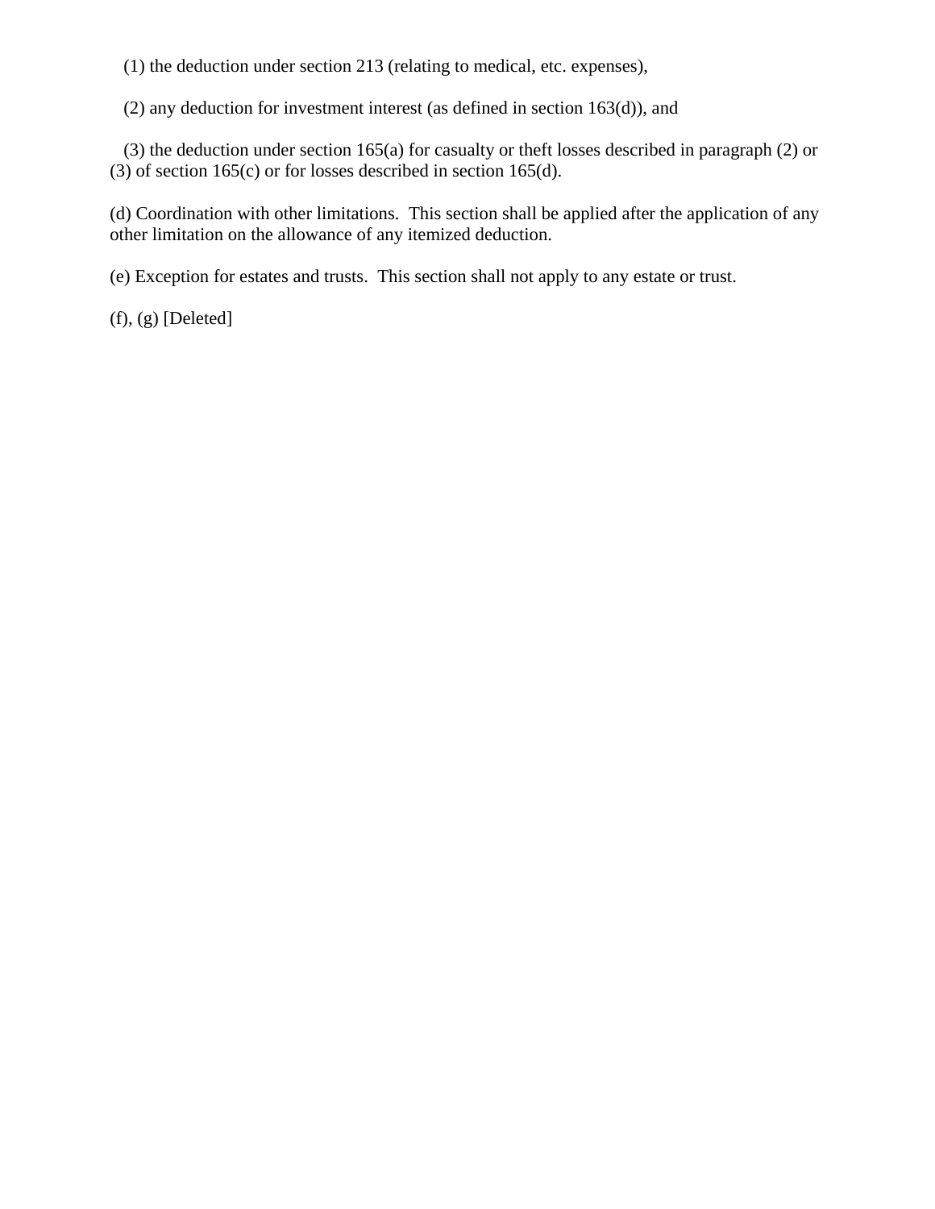(1) the deduction under section 213 (relating to medical, etc. expenses),

(2) any deduction for investment interest (as defined in section 163(d)), and

(3) the deduction under section 165(a) for casualty or theft losses described in paragraph (2) or (3) of section 165(c) or for losses described in section 165(d).

(d) Coordination with other limitations. This section shall be applied after the application of any other limitation on the allowance of any itemized deduction.

(e) Exception for estates and trusts. This section shall not apply to any estate or trust.

(f), (g) [Deleted]